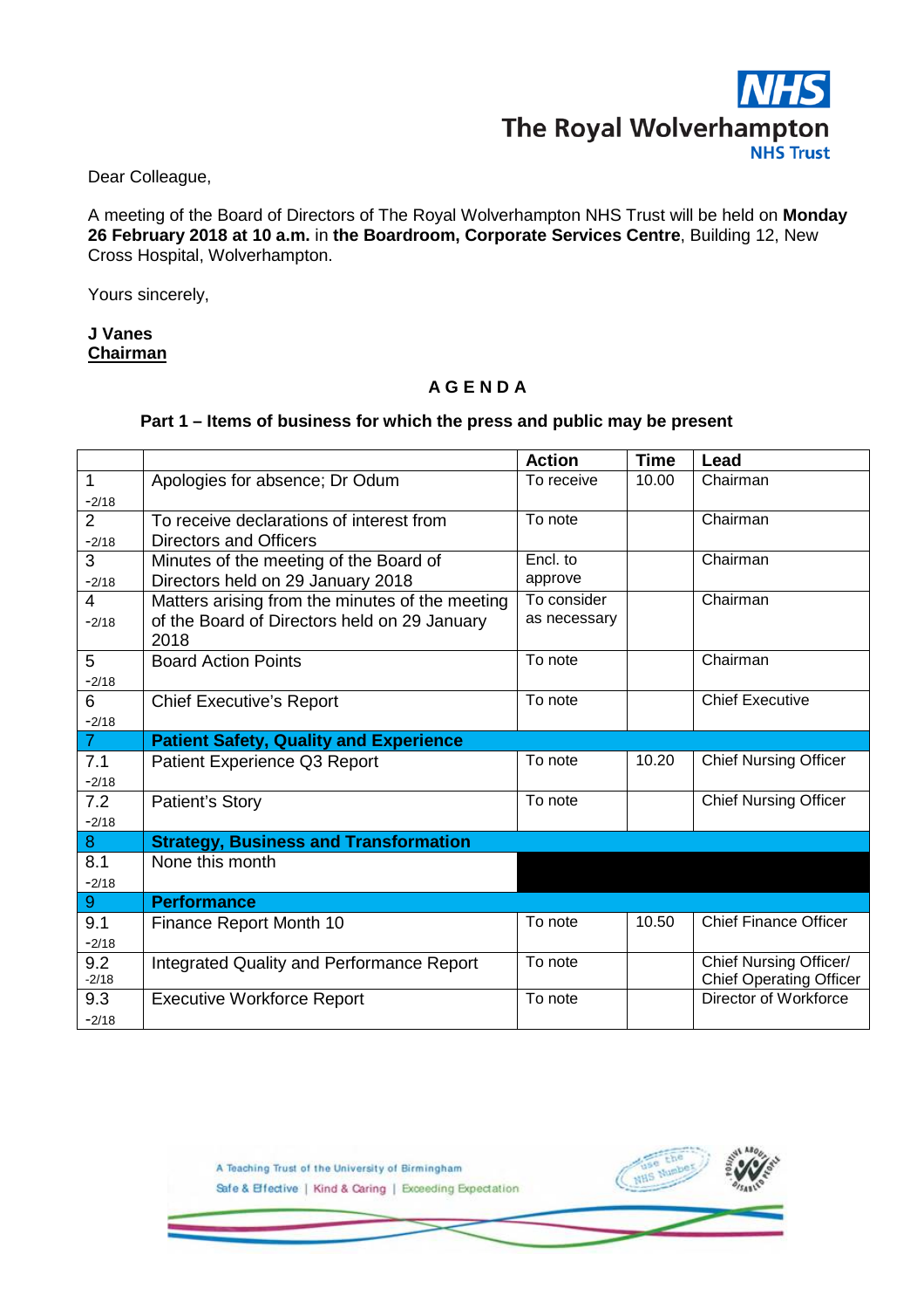**NHS**
**The Royal Wolverhampton**
**NHS Trust**

Dear Colleague,

A meeting of the Board of Directors of The Royal Wolverhampton NHS Trust will be held on **Monday 26 February 2018 at 10 a.m.** in **the Boardroom, Corporate Services Centre**, Building 12, New Cross Hospital, Wolverhampton.

Yours sincerely,

**J Vanes**
**Chairman**

## A G E N D A

### Part 1 – Items of business for which the press and public may be present

| | | Action | Time | Lead |
|---|---|---|---|---|
| 1 -2/18 | Apologies for absence; Dr Odum | To receive | 10.00 | Chairman |
| 2 -2/18 | To receive declarations of interest from Directors and Officers | To note | | Chairman |
| 3 -2/18 | Minutes of the meeting of the Board of Directors held on 29 January 2018 | Encl. to approve | | Chairman |
| 4 -2/18 | Matters arising from the minutes of the meeting of the Board of Directors held on 29 January 2018 | To consider as necessary | | Chairman |
| 5 -2/18 | Board Action Points | To note | | Chairman |
| 6 -2/18 | Chief Executive's Report | To note | | Chief Executive |
| **7** | **Patient Safety, Quality and Experience** | | | |
| 7.1 -2/18 | Patient Experience Q3 Report | To note | 10.20 | Chief Nursing Officer |
| 7.2 -2/18 | Patient's Story | To note | | Chief Nursing Officer |
| **8** | **Strategy, Business and Transformation** | | | |
| 8.1 -2/18 | None this month | | | |
| **9** | **Performance** | | | |
| 9.1 -2/18 | Finance Report Month 10 | To note | 10.50 | Chief Finance Officer |
| 9.2 -2/18 | Integrated Quality and Performance Report | To note | | Chief Nursing Officer/ Chief Operating Officer |
| 9.3 -2/18 | Executive Workforce Report | To note | | Director of Workforce |

A Teaching Trust of the University of Birmingham
Safe & Effective | Kind & Caring | Exceeding Expectation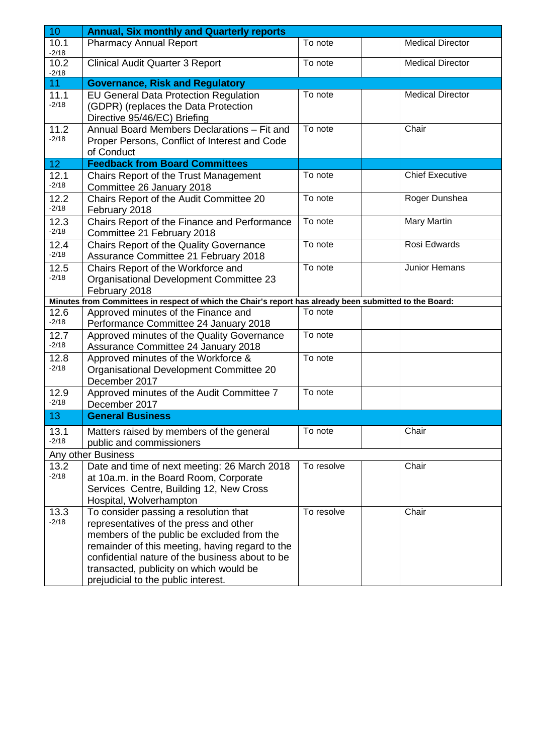| | | | | |
|---|---|---|---|---|
| **10** | **Annual, Six monthly and Quarterly reports** | | | |
| 10.1 -2/18 | Pharmacy Annual Report | To note | | Medical Director |
| 10.2 -2/18 | Clinical Audit Quarter 3 Report | To note | | Medical Director |
| **11** | **Governance, Risk and Regulatory** | | | |
| 11.1 -2/18 | EU General Data Protection Regulation (GDPR) (replaces the Data Protection Directive 95/46/EC) Briefing | To note | | Medical Director |
| 11.2 -2/18 | Annual Board Members Declarations – Fit and Proper Persons, Conflict of Interest and Code of Conduct | To note | | Chair |
| **12** | **Feedback from Board Committees** | | | |
| 12.1 -2/18 | Chairs Report of the Trust Management Committee 26 January 2018 | To note | | Chief Executive |
| 12.2 -2/18 | Chairs Report of the Audit Committee 20 February 2018 | To note | | Roger Dunshea |
| 12.3 -2/18 | Chairs Report of the Finance and Performance Committee 21 February 2018 | To note | | Mary Martin |
| 12.4 -2/18 | Chairs Report of the Quality Governance Assurance Committee 21 February 2018 | To note | | Rosi Edwards |
| 12.5 -2/18 | Chairs Report of the Workforce and Organisational Development Committee 23 February 2018 | To note | | Junior Hemans |
| **Minutes from Committees in respect of which the Chair's report has already been submitted to the Board:** | | | | |
| 12.6 -2/18 | Approved minutes of the Finance and Performance Committee 24 January 2018 | To note | | |
| 12.7 -2/18 | Approved minutes of the Quality Governance Assurance Committee 24 January 2018 | To note | | |
| 12.8 -2/18 | Approved minutes of the Workforce & Organisational Development Committee 20 December 2017 | To note | | |
| 12.9 -2/18 | Approved minutes of the Audit Committee 7 December 2017 | To note | | |
| **13** | **General Business** | | | |
| 13.1 -2/18 | Matters raised by members of the general public and commissioners | To note | | Chair |
| Any other Business | | | | |
| 13.2 -2/18 | Date and time of next meeting: 26 March 2018 at 10a.m. in the Board Room, Corporate Services Centre, Building 12, New Cross Hospital, Wolverhampton | To resolve | | Chair |
| 13.3 -2/18 | To consider passing a resolution that representatives of the press and other members of the public be excluded from the remainder of this meeting, having regard to the confidential nature of the business about to be transacted, publicity on which would be prejudicial to the public interest. | To resolve | | Chair |